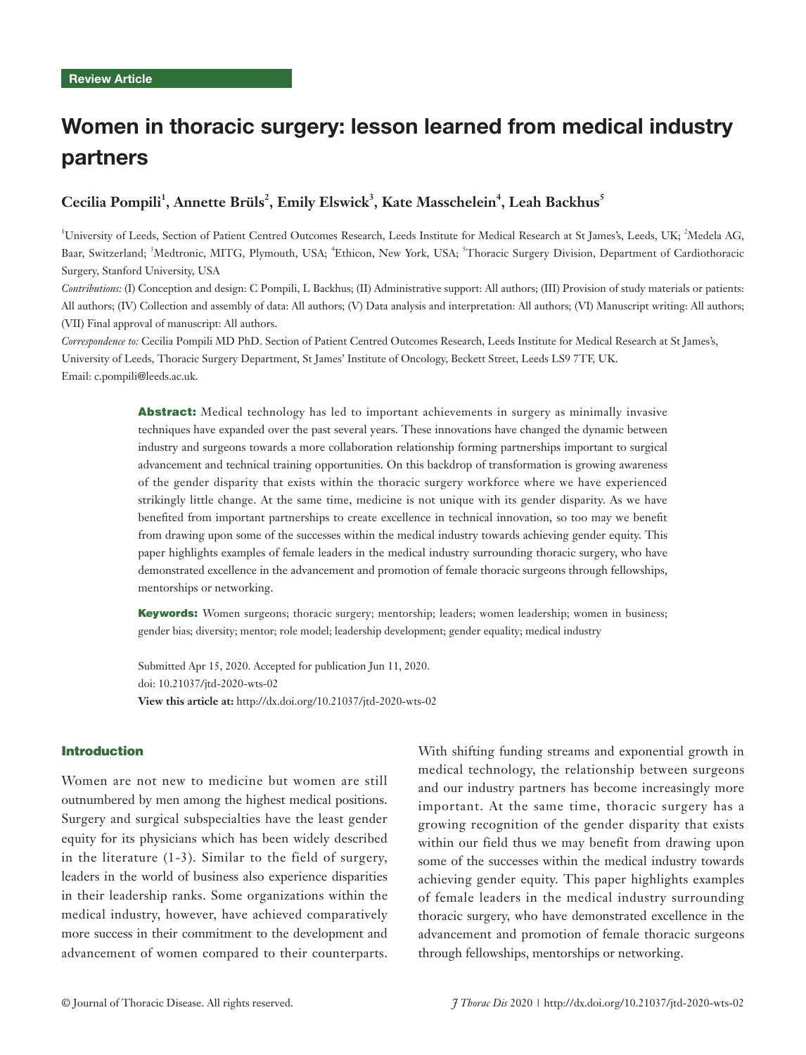Review Article

# Women in thoracic surgery: lesson learned from medical industry partners

**Cecilia Pompili[1], Annette Brüls[2], Emily Elswick[3], Kate Masschelein[4], Leah Backhus[5]**

[1]University of Leeds, Section of Patient Centred Outcomes Research, Leeds Institute for Medical Research at St James's, Leeds, UK; [2]Medela AG, Baar, Switzerland; [3]Medtronic, MITG, Plymouth, USA; [4]Ethicon, New York, USA; [5]Thoracic Surgery Division, Department of Cardiothoracic Surgery, Stanford University, USA

*Contributions:* (I) Conception and design: C Pompili, L Backhus; (II) Administrative support: All authors; (III) Provision of study materials or patients: All authors; (IV) Collection and assembly of data: All authors; (V) Data analysis and interpretation: All authors; (VI) Manuscript writing: All authors; (VII) Final approval of manuscript: All authors.

*Correspondence to:* Cecilia Pompili MD PhD. Section of Patient Centred Outcomes Research, Leeds Institute for Medical Research at St James's, University of Leeds, Thoracic Surgery Department, St James' Institute of Oncology, Beckett Street, Leeds LS9 7TF, UK. Email: c.pompili@leeds.ac.uk.

**Abstract:** Medical technology has led to important achievements in surgery as minimally invasive techniques have expanded over the past several years. These innovations have changed the dynamic between industry and surgeons towards a more collaboration relationship forming partnerships important to surgical advancement and technical training opportunities. On this backdrop of transformation is growing awareness of the gender disparity that exists within the thoracic surgery workforce where we have experienced strikingly little change. At the same time, medicine is not unique with its gender disparity. As we have benefited from important partnerships to create excellence in technical innovation, so too may we benefit from drawing upon some of the successes within the medical industry towards achieving gender equity. This paper highlights examples of female leaders in the medical industry surrounding thoracic surgery, who have demonstrated excellence in the advancement and promotion of female thoracic surgeons through fellowships, mentorships or networking.

**Keywords:** Women surgeons; thoracic surgery; mentorship; leaders; women leadership; women in business; gender bias; diversity; mentor; role model; leadership development; gender equality; medical industry

Submitted Apr 15, 2020. Accepted for publication Jun 11, 2020.
doi: 10.21037/jtd-2020-wts-02
**View this article at:** http://dx.doi.org/10.21037/jtd-2020-wts-02

## Introduction

Women are not new to medicine but women are still outnumbered by men among the highest medical positions. Surgery and surgical subspecialties have the least gender equity for its physicians which has been widely described in the literature (1-3). Similar to the field of surgery, leaders in the world of business also experience disparities in their leadership ranks. Some organizations within the medical industry, however, have achieved comparatively more success in their commitment to the development and advancement of women compared to their counterparts. With shifting funding streams and exponential growth in medical technology, the relationship between surgeons and our industry partners has become increasingly more important. At the same time, thoracic surgery has a growing recognition of the gender disparity that exists within our field thus we may benefit from drawing upon some of the successes within the medical industry towards achieving gender equity. This paper highlights examples of female leaders in the medical industry surrounding thoracic surgery, who have demonstrated excellence in the advancement and promotion of female thoracic surgeons through fellowships, mentorships or networking.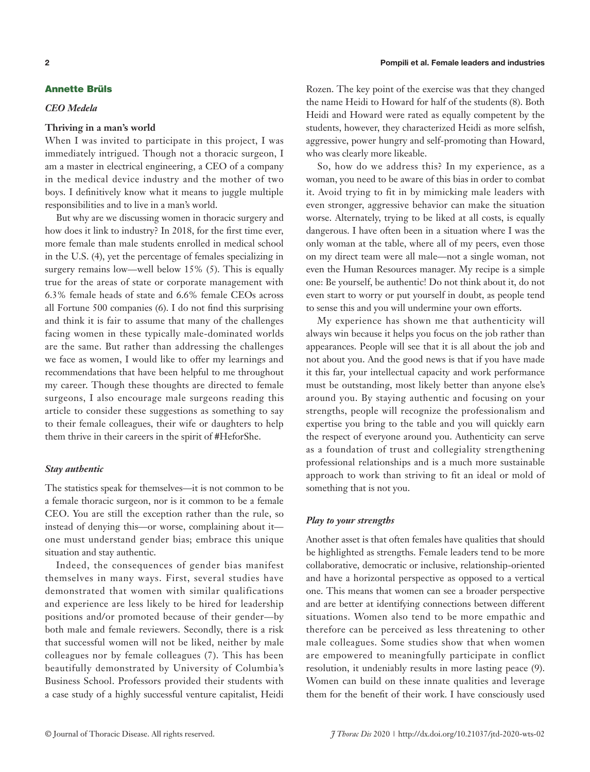## Annette Brüls

### *CEO Medela*

**Thriving in a man's world**

When I was invited to participate in this project, I was immediately intrigued. Though not a thoracic surgeon, I am a master in electrical engineering, a CEO of a company in the medical device industry and the mother of two boys. I definitively know what it means to juggle multiple responsibilities and to live in a man's world.

But why are we discussing women in thoracic surgery and how does it link to industry? In 2018, for the first time ever, more female than male students enrolled in medical school in the U.S. (4), yet the percentage of females specializing in surgery remains low—well below 15% (5). This is equally true for the areas of state or corporate management with 6.3% female heads of state and 6.6% female CEOs across all Fortune 500 companies (6). I do not find this surprising and think it is fair to assume that many of the challenges facing women in these typically male-dominated worlds are the same. But rather than addressing the challenges we face as women, I would like to offer my learnings and recommendations that have been helpful to me throughout my career. Though these thoughts are directed to female surgeons, I also encourage male surgeons reading this article to consider these suggestions as something to say to their female colleagues, their wife or daughters to help them thrive in their careers in the spirit of #HeforShe.

#### *Stay authentic*

The statistics speak for themselves—it is not common to be a female thoracic surgeon, nor is it common to be a female CEO. You are still the exception rather than the rule, so instead of denying this—or worse, complaining about it—one must understand gender bias; embrace this unique situation and stay authentic.

Indeed, the consequences of gender bias manifest themselves in many ways. First, several studies have demonstrated that women with similar qualifications and experience are less likely to be hired for leadership positions and/or promoted because of their gender—by both male and female reviewers. Secondly, there is a risk that successful women will not be liked, neither by male colleagues nor by female colleagues (7). This has been beautifully demonstrated by University of Columbia's Business School. Professors provided their students with a case study of a highly successful venture capitalist, Heidi Rozen. The key point of the exercise was that they changed the name Heidi to Howard for half of the students (8). Both Heidi and Howard were rated as equally competent by the students, however, they characterized Heidi as more selfish, aggressive, power hungry and self-promoting than Howard, who was clearly more likeable.

So, how do we address this? In my experience, as a woman, you need to be aware of this bias in order to combat it. Avoid trying to fit in by mimicking male leaders with even stronger, aggressive behavior can make the situation worse. Alternately, trying to be liked at all costs, is equally dangerous. I have often been in a situation where I was the only woman at the table, where all of my peers, even those on my direct team were all male—not a single woman, not even the Human Resources manager. My recipe is a simple one: Be yourself, be authentic! Do not think about it, do not even start to worry or put yourself in doubt, as people tend to sense this and you will undermine your own efforts.

My experience has shown me that authenticity will always win because it helps you focus on the job rather than appearances. People will see that it is all about the job and not about you. And the good news is that if you have made it this far, your intellectual capacity and work performance must be outstanding, most likely better than anyone else's around you. By staying authentic and focusing on your strengths, people will recognize the professionalism and expertise you bring to the table and you will quickly earn the respect of everyone around you. Authenticity can serve as a foundation of trust and collegiality strengthening professional relationships and is a much more sustainable approach to work than striving to fit an ideal or mold of something that is not you.

#### *Play to your strengths*

Another asset is that often females have qualities that should be highlighted as strengths. Female leaders tend to be more collaborative, democratic or inclusive, relationship-oriented and have a horizontal perspective as opposed to a vertical one. This means that women can see a broader perspective and are better at identifying connections between different situations. Women also tend to be more empathic and therefore can be perceived as less threatening to other male colleagues. Some studies show that when women are empowered to meaningfully participate in conflict resolution, it undeniably results in more lasting peace (9). Women can build on these innate qualities and leverage them for the benefit of their work. I have consciously used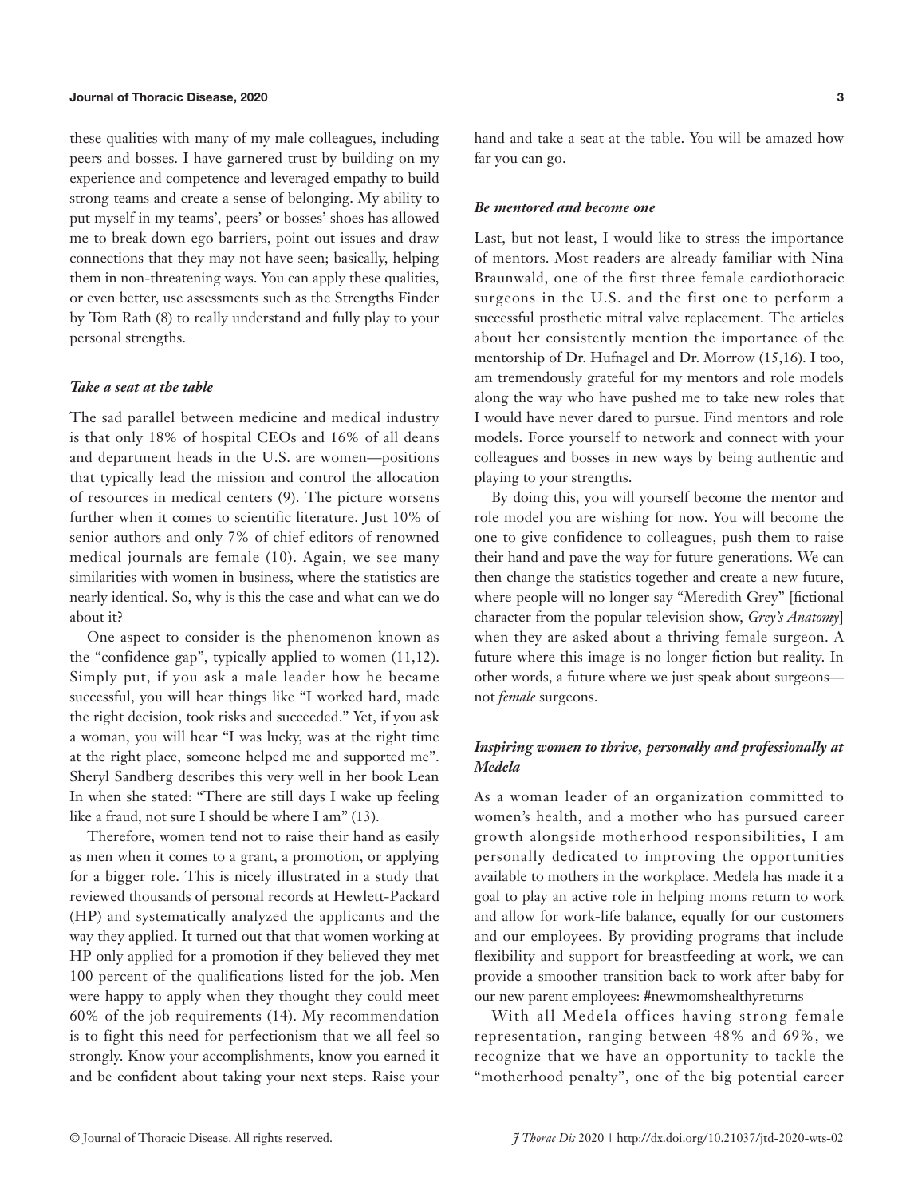these qualities with many of my male colleagues, including peers and bosses. I have garnered trust by building on my experience and competence and leveraged empathy to build strong teams and create a sense of belonging. My ability to put myself in my teams', peers' or bosses' shoes has allowed me to break down ego barriers, point out issues and draw connections that they may not have seen; basically, helping them in non-threatening ways. You can apply these qualities, or even better, use assessments such as the Strengths Finder by Tom Rath (8) to really understand and fully play to your personal strengths.

### *Take a seat at the table*

The sad parallel between medicine and medical industry is that only 18% of hospital CEOs and 16% of all deans and department heads in the U.S. are women—positions that typically lead the mission and control the allocation of resources in medical centers (9). The picture worsens further when it comes to scientific literature. Just 10% of senior authors and only 7% of chief editors of renowned medical journals are female (10). Again, we see many similarities with women in business, where the statistics are nearly identical. So, why is this the case and what can we do about it?

One aspect to consider is the phenomenon known as the "confidence gap", typically applied to women (11,12). Simply put, if you ask a male leader how he became successful, you will hear things like "I worked hard, made the right decision, took risks and succeeded." Yet, if you ask a woman, you will hear "I was lucky, was at the right time at the right place, someone helped me and supported me". Sheryl Sandberg describes this very well in her book Lean In when she stated: "There are still days I wake up feeling like a fraud, not sure I should be where I am" (13).

Therefore, women tend not to raise their hand as easily as men when it comes to a grant, a promotion, or applying for a bigger role. This is nicely illustrated in a study that reviewed thousands of personal records at Hewlett-Packard (HP) and systematically analyzed the applicants and the way they applied. It turned out that that women working at HP only applied for a promotion if they believed they met 100 percent of the qualifications listed for the job. Men were happy to apply when they thought they could meet 60% of the job requirements (14). My recommendation is to fight this need for perfectionism that we all feel so strongly. Know your accomplishments, know you earned it and be confident about taking your next steps. Raise your hand and take a seat at the table. You will be amazed how far you can go.

### *Be mentored and become one*

Last, but not least, I would like to stress the importance of mentors. Most readers are already familiar with Nina Braunwald, one of the first three female cardiothoracic surgeons in the U.S. and the first one to perform a successful prosthetic mitral valve replacement. The articles about her consistently mention the importance of the mentorship of Dr. Hufnagel and Dr. Morrow (15,16). I too, am tremendously grateful for my mentors and role models along the way who have pushed me to take new roles that I would have never dared to pursue. Find mentors and role models. Force yourself to network and connect with your colleagues and bosses in new ways by being authentic and playing to your strengths.

By doing this, you will yourself become the mentor and role model you are wishing for now. You will become the one to give confidence to colleagues, push them to raise their hand and pave the way for future generations. We can then change the statistics together and create a new future, where people will no longer say "Meredith Grey" [fictional character from the popular television show, *Grey's Anatomy*] when they are asked about a thriving female surgeon. A future where this image is no longer fiction but reality. In other words, a future where we just speak about surgeons—not *female* surgeons.

## *Inspiring women to thrive, personally and professionally at Medela*

As a woman leader of an organization committed to women's health, and a mother who has pursued career growth alongside motherhood responsibilities, I am personally dedicated to improving the opportunities available to mothers in the workplace. Medela has made it a goal to play an active role in helping moms return to work and allow for work-life balance, equally for our customers and our employees. By providing programs that include flexibility and support for breastfeeding at work, we can provide a smoother transition back to work after baby for our new parent employees: #newmomshealthyreturns

With all Medela offices having strong female representation, ranging between 48% and 69%, we recognize that we have an opportunity to tackle the "motherhood penalty", one of the big potential career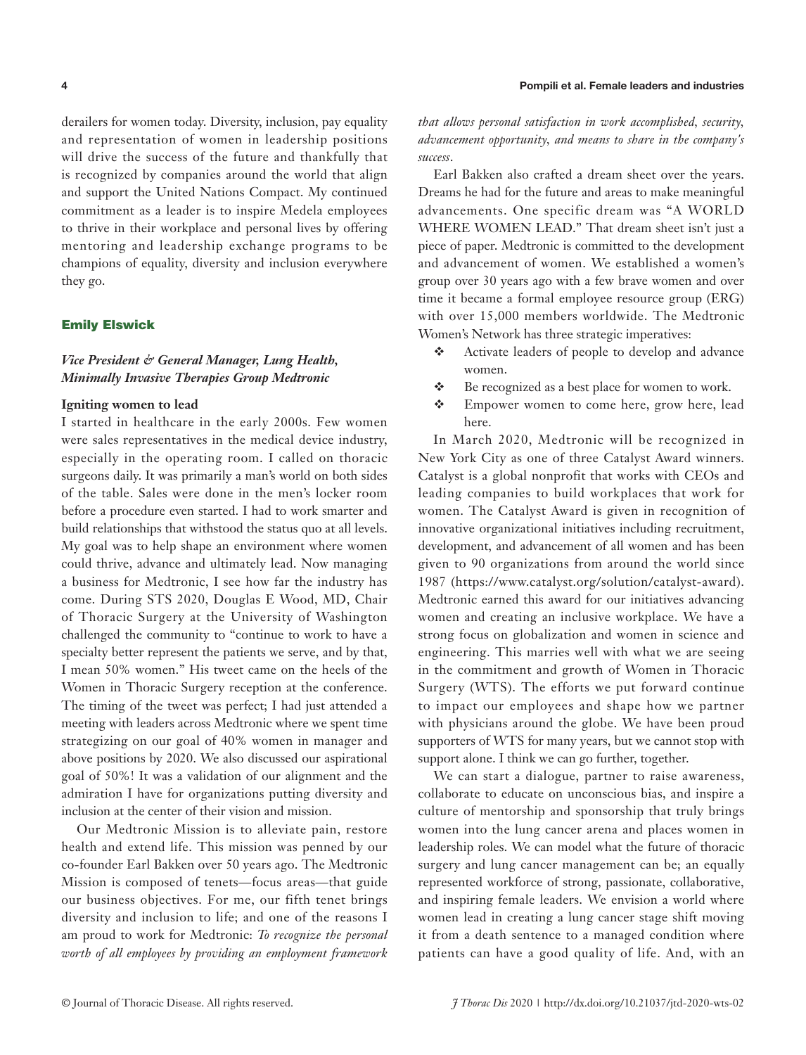derailers for women today. Diversity, inclusion, pay equality and representation of women in leadership positions will drive the success of the future and thankfully that is recognized by companies around the world that align and support the United Nations Compact. My continued commitment as a leader is to inspire Medela employees to thrive in their workplace and personal lives by offering mentoring and leadership exchange programs to be champions of equality, diversity and inclusion everywhere they go.

## Emily Elswick

### *Vice President & General Manager, Lung Health, Minimally Invasive Therapies Group Medtronic*

**Igniting women to lead**

I started in healthcare in the early 2000s. Few women were sales representatives in the medical device industry, especially in the operating room. I called on thoracic surgeons daily. It was primarily a man's world on both sides of the table. Sales were done in the men's locker room before a procedure even started. I had to work smarter and build relationships that withstood the status quo at all levels. My goal was to help shape an environment where women could thrive, advance and ultimately lead. Now managing a business for Medtronic, I see how far the industry has come. During STS 2020, Douglas E Wood, MD, Chair of Thoracic Surgery at the University of Washington challenged the community to "continue to work to have a specialty better represent the patients we serve, and by that, I mean 50% women." His tweet came on the heels of the Women in Thoracic Surgery reception at the conference. The timing of the tweet was perfect; I had just attended a meeting with leaders across Medtronic where we spent time strategizing on our goal of 40% women in manager and above positions by 2020. We also discussed our aspirational goal of 50%! It was a validation of our alignment and the admiration I have for organizations putting diversity and inclusion at the center of their vision and mission.

Our Medtronic Mission is to alleviate pain, restore health and extend life. This mission was penned by our co-founder Earl Bakken over 50 years ago. The Medtronic Mission is composed of tenets—focus areas—that guide our business objectives. For me, our fifth tenet brings diversity and inclusion to life; and one of the reasons I am proud to work for Medtronic: *To recognize the personal worth of all employees by providing an employment framework that allows personal satisfaction in work accomplished, security, advancement opportunity, and means to share in the company's success*.

Earl Bakken also crafted a dream sheet over the years. Dreams he had for the future and areas to make meaningful advancements. One specific dream was "A WORLD WHERE WOMEN LEAD." That dream sheet isn't just a piece of paper. Medtronic is committed to the development and advancement of women. We established a women's group over 30 years ago with a few brave women and over time it became a formal employee resource group (ERG) with over 15,000 members worldwide. The Medtronic Women's Network has three strategic imperatives:

- Activate leaders of people to develop and advance women.
- Be recognized as a best place for women to work.
- Empower women to come here, grow here, lead here.

In March 2020, Medtronic will be recognized in New York City as one of three Catalyst Award winners. Catalyst is a global nonprofit that works with CEOs and leading companies to build workplaces that work for women. The Catalyst Award is given in recognition of innovative organizational initiatives including recruitment, development, and advancement of all women and has been given to 90 organizations from around the world since 1987 (https://www.catalyst.org/solution/catalyst-award). Medtronic earned this award for our initiatives advancing women and creating an inclusive workplace. We have a strong focus on globalization and women in science and engineering. This marries well with what we are seeing in the commitment and growth of Women in Thoracic Surgery (WTS). The efforts we put forward continue to impact our employees and shape how we partner with physicians around the globe. We have been proud supporters of WTS for many years, but we cannot stop with support alone. I think we can go further, together.

We can start a dialogue, partner to raise awareness, collaborate to educate on unconscious bias, and inspire a culture of mentorship and sponsorship that truly brings women into the lung cancer arena and places women in leadership roles. We can model what the future of thoracic surgery and lung cancer management can be; an equally represented workforce of strong, passionate, collaborative, and inspiring female leaders. We envision a world where women lead in creating a lung cancer stage shift moving it from a death sentence to a managed condition where patients can have a good quality of life. And, with an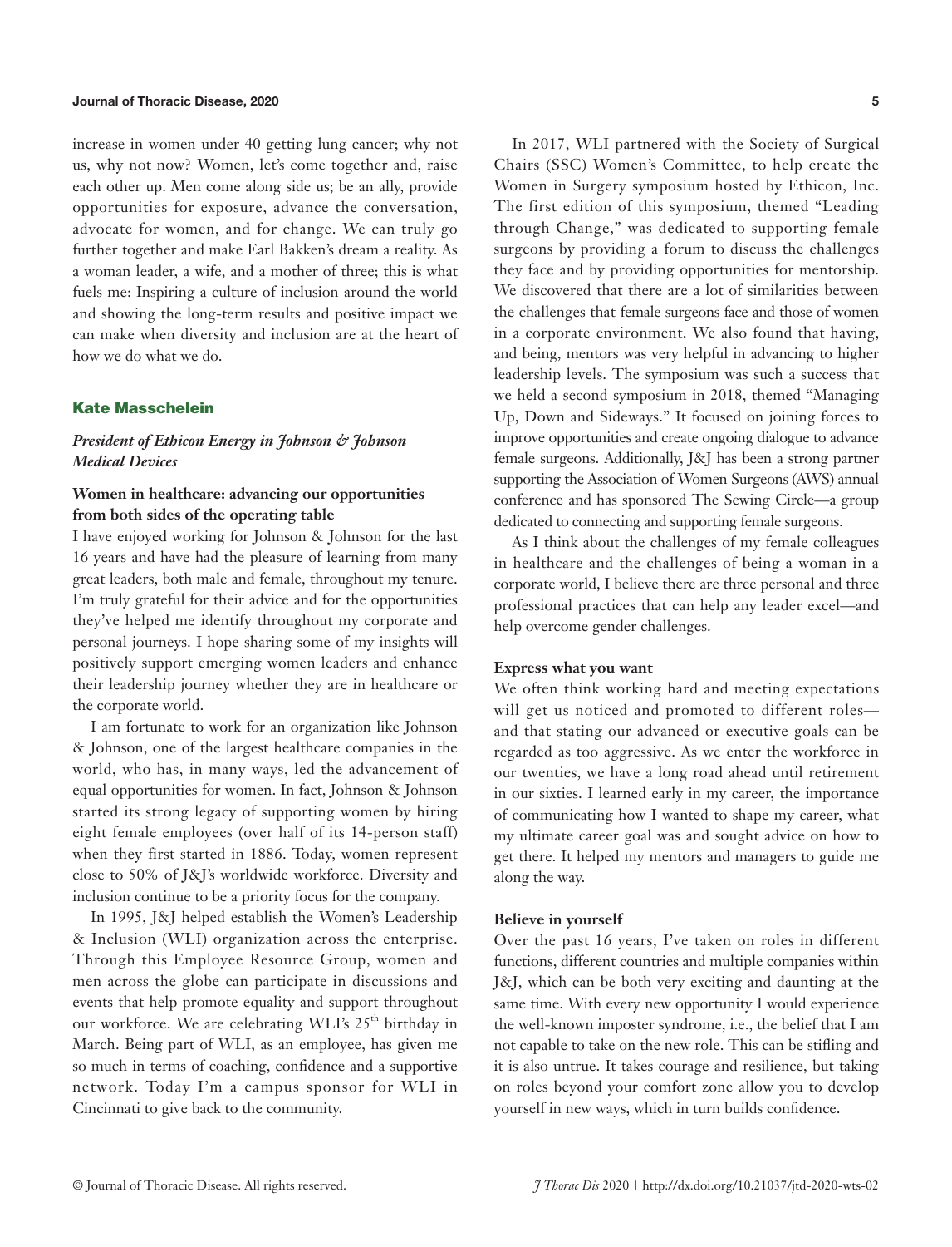increase in women under 40 getting lung cancer; why not us, why not now? Women, let's come together and, raise each other up. Men come along side us; be an ally, provide opportunities for exposure, advance the conversation, advocate for women, and for change. We can truly go further together and make Earl Bakken's dream a reality. As a woman leader, a wife, and a mother of three; this is what fuels me: Inspiring a culture of inclusion around the world and showing the long-term results and positive impact we can make when diversity and inclusion are at the heart of how we do what we do.

## Kate Masschelein

### *President of Ethicon Energy in Johnson & Johnson Medical Devices*

#### Women in healthcare: advancing our opportunities from both sides of the operating table

I have enjoyed working for Johnson & Johnson for the last 16 years and have had the pleasure of learning from many great leaders, both male and female, throughout my tenure. I'm truly grateful for their advice and for the opportunities they've helped me identify throughout my corporate and personal journeys. I hope sharing some of my insights will positively support emerging women leaders and enhance their leadership journey whether they are in healthcare or the corporate world.

I am fortunate to work for an organization like Johnson & Johnson, one of the largest healthcare companies in the world, who has, in many ways, led the advancement of equal opportunities for women. In fact, Johnson & Johnson started its strong legacy of supporting women by hiring eight female employees (over half of its 14-person staff) when they first started in 1886. Today, women represent close to 50% of J&J's worldwide workforce. Diversity and inclusion continue to be a priority focus for the company.

In 1995, J&J helped establish the Women's Leadership & Inclusion (WLI) organization across the enterprise. Through this Employee Resource Group, women and men across the globe can participate in discussions and events that help promote equality and support throughout our workforce. We are celebrating WLI's 25th birthday in March. Being part of WLI, as an employee, has given me so much in terms of coaching, confidence and a supportive network. Today I'm a campus sponsor for WLI in Cincinnati to give back to the community.

In 2017, WLI partnered with the Society of Surgical Chairs (SSC) Women's Committee, to help create the Women in Surgery symposium hosted by Ethicon, Inc. The first edition of this symposium, themed "Leading through Change," was dedicated to supporting female surgeons by providing a forum to discuss the challenges they face and by providing opportunities for mentorship. We discovered that there are a lot of similarities between the challenges that female surgeons face and those of women in a corporate environment. We also found that having, and being, mentors was very helpful in advancing to higher leadership levels. The symposium was such a success that we held a second symposium in 2018, themed "Managing Up, Down and Sideways." It focused on joining forces to improve opportunities and create ongoing dialogue to advance female surgeons. Additionally, J&J has been a strong partner supporting the Association of Women Surgeons (AWS) annual conference and has sponsored The Sewing Circle—a group dedicated to connecting and supporting female surgeons.

As I think about the challenges of my female colleagues in healthcare and the challenges of being a woman in a corporate world, I believe there are three personal and three professional practices that can help any leader excel—and help overcome gender challenges.

#### Express what you want

We often think working hard and meeting expectations will get us noticed and promoted to different roles—and that stating our advanced or executive goals can be regarded as too aggressive. As we enter the workforce in our twenties, we have a long road ahead until retirement in our sixties. I learned early in my career, the importance of communicating how I wanted to shape my career, what my ultimate career goal was and sought advice on how to get there. It helped my mentors and managers to guide me along the way.

#### Believe in yourself

Over the past 16 years, I've taken on roles in different functions, different countries and multiple companies within J&J, which can be both very exciting and daunting at the same time. With every new opportunity I would experience the well-known imposter syndrome, i.e., the belief that I am not capable to take on the new role. This can be stifling and it is also untrue. It takes courage and resilience, but taking on roles beyond your comfort zone allow you to develop yourself in new ways, which in turn builds confidence.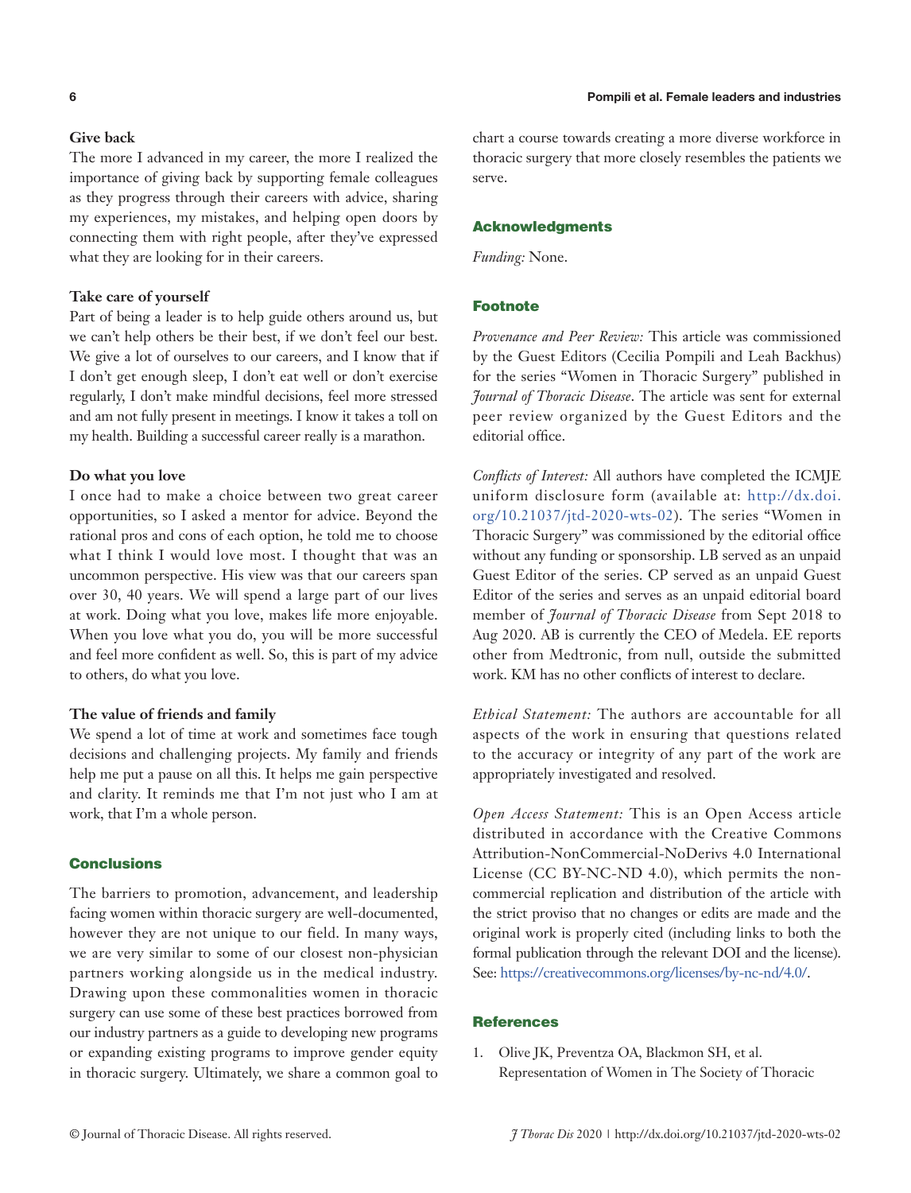### Give back

The more I advanced in my career, the more I realized the importance of giving back by supporting female colleagues as they progress through their careers with advice, sharing my experiences, my mistakes, and helping open doors by connecting them with right people, after they've expressed what they are looking for in their careers.

### Take care of yourself

Part of being a leader is to help guide others around us, but we can't help others be their best, if we don't feel our best. We give a lot of ourselves to our careers, and I know that if I don't get enough sleep, I don't eat well or don't exercise regularly, I don't make mindful decisions, feel more stressed and am not fully present in meetings. I know it takes a toll on my health. Building a successful career really is a marathon.

### Do what you love

I once had to make a choice between two great career opportunities, so I asked a mentor for advice. Beyond the rational pros and cons of each option, he told me to choose what I think I would love most. I thought that was an uncommon perspective. His view was that our careers span over 30, 40 years. We will spend a large part of our lives at work. Doing what you love, makes life more enjoyable. When you love what you do, you will be more successful and feel more confident as well. So, this is part of my advice to others, do what you love.

### The value of friends and family

We spend a lot of time at work and sometimes face tough decisions and challenging projects. My family and friends help me put a pause on all this. It helps me gain perspective and clarity. It reminds me that I'm not just who I am at work, that I'm a whole person.

## Conclusions

The barriers to promotion, advancement, and leadership facing women within thoracic surgery are well-documented, however they are not unique to our field. In many ways, we are very similar to some of our closest non-physician partners working alongside us in the medical industry. Drawing upon these commonalities women in thoracic surgery can use some of these best practices borrowed from our industry partners as a guide to developing new programs or expanding existing programs to improve gender equity in thoracic surgery. Ultimately, we share a common goal to chart a course towards creating a more diverse workforce in thoracic surgery that more closely resembles the patients we serve.

## Acknowledgments

*Funding:* None.

## Footnote

*Provenance and Peer Review:* This article was commissioned by the Guest Editors (Cecilia Pompili and Leah Backhus) for the series "Women in Thoracic Surgery" published in *Journal of Thoracic Disease*. The article was sent for external peer review organized by the Guest Editors and the editorial office.

*Conflicts of Interest:* All authors have completed the ICMJE uniform disclosure form (available at: http://dx.doi.org/10.21037/jtd-2020-wts-02). The series "Women in Thoracic Surgery" was commissioned by the editorial office without any funding or sponsorship. LB served as an unpaid Guest Editor of the series. CP served as an unpaid Guest Editor of the series and serves as an unpaid editorial board member of *Journal of Thoracic Disease* from Sept 2018 to Aug 2020. AB is currently the CEO of Medela. EE reports other from Medtronic, from null, outside the submitted work. KM has no other conflicts of interest to declare.

*Ethical Statement:* The authors are accountable for all aspects of the work in ensuring that questions related to the accuracy or integrity of any part of the work are appropriately investigated and resolved.

*Open Access Statement:* This is an Open Access article distributed in accordance with the Creative Commons Attribution-NonCommercial-NoDerivs 4.0 International License (CC BY-NC-ND 4.0), which permits the non-commercial replication and distribution of the article with the strict proviso that no changes or edits are made and the original work is properly cited (including links to both the formal publication through the relevant DOI and the license). See: https://creativecommons.org/licenses/by-nc-nd/4.0/.

## References

1. Olive JK, Preventza OA, Blackmon SH, et al. Representation of Women in The Society of Thoracic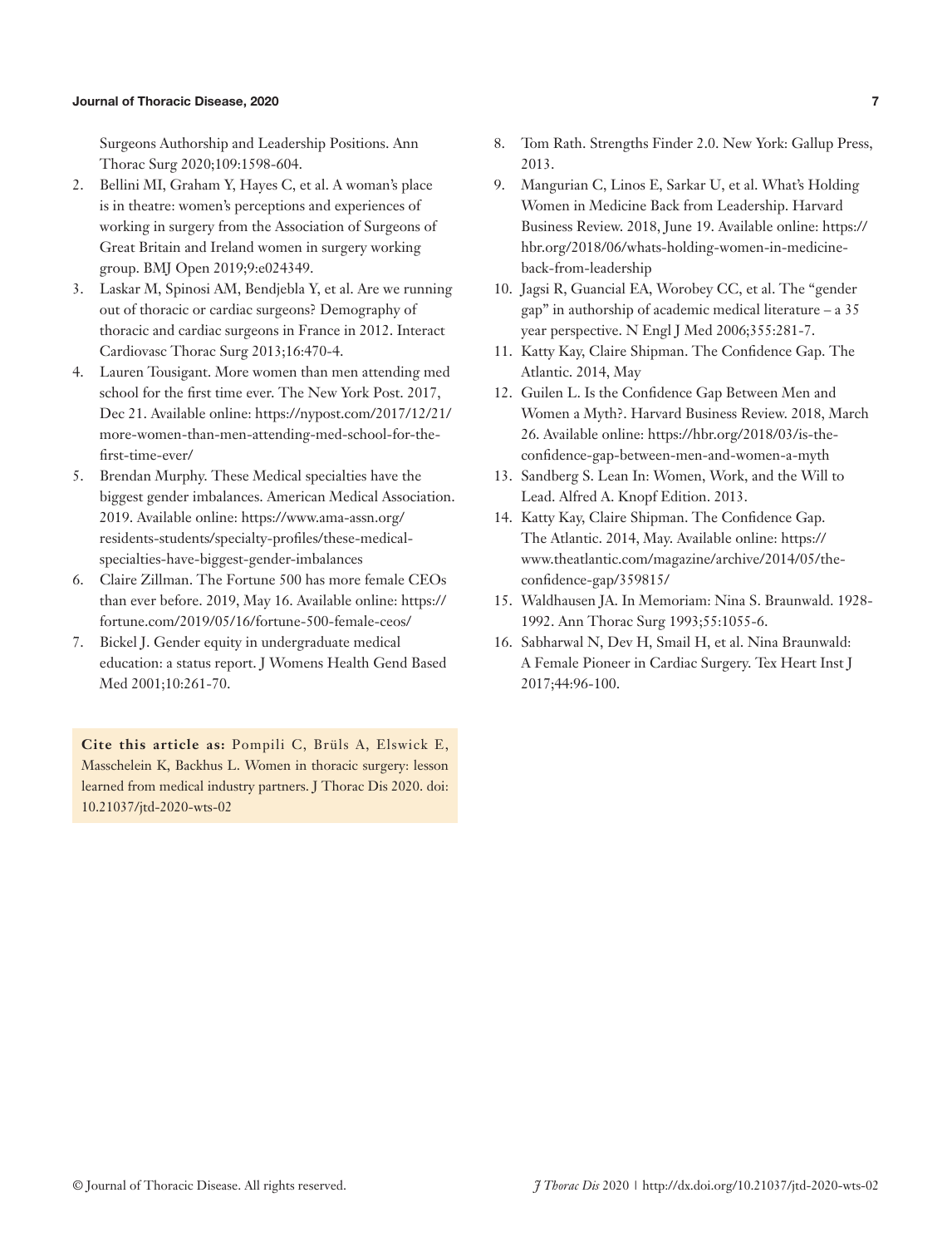Surgeons Authorship and Leadership Positions. Ann Thorac Surg 2020;109:1598-604.

2. Bellini MI, Graham Y, Hayes C, et al. A woman's place is in theatre: women's perceptions and experiences of working in surgery from the Association of Surgeons of Great Britain and Ireland women in surgery working group. BMJ Open 2019;9:e024349.
3. Laskar M, Spinosi AM, Bendjebla Y, et al. Are we running out of thoracic or cardiac surgeons? Demography of thoracic and cardiac surgeons in France in 2012. Interact Cardiovasc Thorac Surg 2013;16:470-4.
4. Lauren Tousigant. More women than men attending med school for the first time ever. The New York Post. 2017, Dec 21. Available online: https://nypost.com/2017/12/21/more-women-than-men-attending-med-school-for-the-first-time-ever/
5. Brendan Murphy. These Medical specialties have the biggest gender imbalances. American Medical Association. 2019. Available online: https://www.ama-assn.org/residents-students/specialty-profiles/these-medical-specialties-have-biggest-gender-imbalances
6. Claire Zillman. The Fortune 500 has more female CEOs than ever before. 2019, May 16. Available online: https://fortune.com/2019/05/16/fortune-500-female-ceos/
7. Bickel J. Gender equity in undergraduate medical education: a status report. J Womens Health Gend Based Med 2001;10:261-70.
8. Tom Rath. Strengths Finder 2.0. New York: Gallup Press, 2013.
9. Mangurian C, Linos E, Sarkar U, et al. What's Holding Women in Medicine Back from Leadership. Harvard Business Review. 2018, June 19. Available online: https://hbr.org/2018/06/whats-holding-women-in-medicine-back-from-leadership
10. Jagsi R, Guancial EA, Worobey CC, et al. The "gender gap" in authorship of academic medical literature – a 35 year perspective. N Engl J Med 2006;355:281-7.
11. Katty Kay, Claire Shipman. The Confidence Gap. The Atlantic. 2014, May
12. Guilen L. Is the Confidence Gap Between Men and Women a Myth?. Harvard Business Review. 2018, March 26. Available online: https://hbr.org/2018/03/is-the-confidence-gap-between-men-and-women-a-myth
13. Sandberg S. Lean In: Women, Work, and the Will to Lead. Alfred A. Knopf Edition. 2013.
14. Katty Kay, Claire Shipman. The Confidence Gap. The Atlantic. 2014, May. Available online: https://www.theatlantic.com/magazine/archive/2014/05/the-confidence-gap/359815/
15. Waldhausen JA. In Memoriam: Nina S. Braunwald. 1928-1992. Ann Thorac Surg 1993;55:1055-6.
16. Sabharwal N, Dev H, Smail H, et al. Nina Braunwald: A Female Pioneer in Cardiac Surgery. Tex Heart Inst J 2017;44:96-100.

**Cite this article as:** Pompili C, Brüls A, Elswick E, Masschelein K, Backhus L. Women in thoracic surgery: lesson learned from medical industry partners. J Thorac Dis 2020. doi: 10.21037/jtd-2020-wts-02